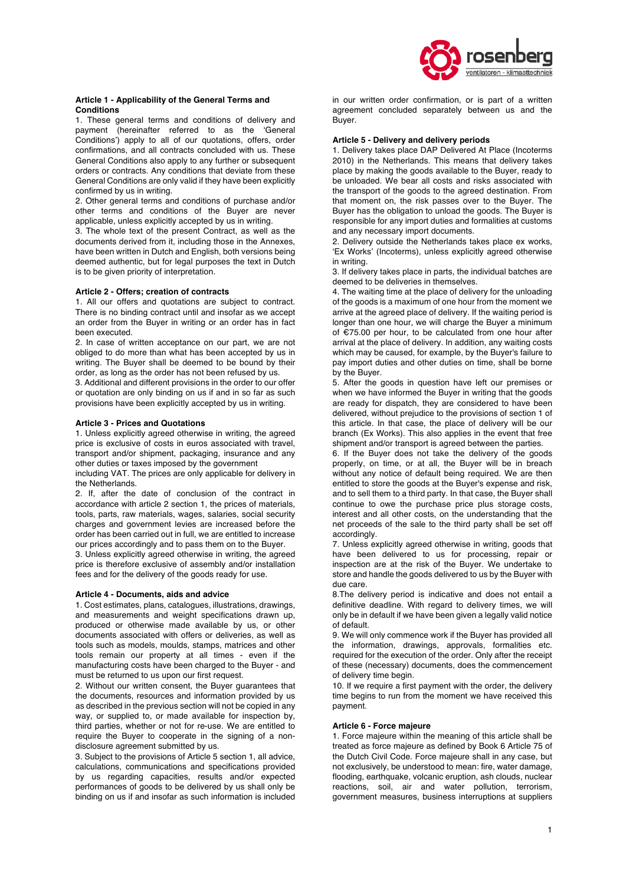### Article 1 - Applicability of the General Terms and Conditions

1. These general terms and conditions of delivery and payment (hereinafter referred to as the 'General Conditions') apply to all of our quotations, offers, order confirmations, and all contracts concluded with us. These General Conditions also apply to any further or subsequent orders or contracts. Any conditions that deviate from these General Conditions are only valid if they have been explicitly confirmed by us in writing.
2. Other general terms and conditions of purchase and/or other terms and conditions of the Buyer are never applicable, unless explicitly accepted by us in writing.
3. The whole text of the present Contract, as well as the documents derived from it, including those in the Annexes, have been written in Dutch and English, both versions being deemed authentic, but for legal purposes the text in Dutch is to be given priority of interpretation.

### Article 2 - Offers; creation of contracts

1. All our offers and quotations are subject to contract. There is no binding contract until and insofar as we accept an order from the Buyer in writing or an order has in fact been executed.
2. In case of written acceptance on our part, we are not obliged to do more than what has been accepted by us in writing. The Buyer shall be deemed to be bound by their order, as long as the order has not been refused by us.
3. Additional and different provisions in the order to our offer or quotation are only binding on us if and in so far as such provisions have been explicitly accepted by us in writing.

### Article 3 - Prices and Quotations

1. Unless explicitly agreed otherwise in writing, the agreed price is exclusive of costs in euros associated with travel, transport and/or shipment, packaging, insurance and any other duties or taxes imposed by the government including VAT. The prices are only applicable for delivery in the Netherlands.
2. If, after the date of conclusion of the contract in accordance with article 2 section 1, the prices of materials, tools, parts, raw materials, wages, salaries, social security charges and government levies are increased before the order has been carried out in full, we are entitled to increase our prices accordingly and to pass them on to the Buyer.
3. Unless explicitly agreed otherwise in writing, the agreed price is therefore exclusive of assembly and/or installation fees and for the delivery of the goods ready for use.

### Article 4 - Documents, aids and advice

1. Cost estimates, plans, catalogues, illustrations, drawings, and measurements and weight specifications drawn up, produced or otherwise made available by us, or other documents associated with offers or deliveries, as well as tools such as models, moulds, stamps, matrices and other tools remain our property at all times - even if the manufacturing costs have been charged to the Buyer - and must be returned to us upon our first request.
2. Without our written consent, the Buyer guarantees that the documents, resources and information provided by us as described in the previous section will not be copied in any way, or supplied to, or made available for inspection by, third parties, whether or not for re-use. We are entitled to require the Buyer to cooperate in the signing of a non-disclosure agreement submitted by us.
3. Subject to the provisions of Article 5 section 1, all advice, calculations, communications and specifications provided by us regarding capacities, results and/or expected performances of goods to be delivered by us shall only be binding on us if and insofar as such information is included in our written order confirmation, or is part of a written agreement concluded separately between us and the Buyer.

### Article 5 - Delivery and delivery periods

1. Delivery takes place DAP Delivered At Place (Incoterms 2010) in the Netherlands. This means that delivery takes place by making the goods available to the Buyer, ready to be unloaded. We bear all costs and risks associated with the transport of the goods to the agreed destination. From that moment on, the risk passes over to the Buyer. The Buyer has the obligation to unload the goods. The Buyer is responsible for any import duties and formalities at customs and any necessary import documents.
2. Delivery outside the Netherlands takes place ex works, 'Ex Works' (Incoterms), unless explicitly agreed otherwise in writing.
3. If delivery takes place in parts, the individual batches are deemed to be deliveries in themselves.
4. The waiting time at the place of delivery for the unloading of the goods is a maximum of one hour from the moment we arrive at the agreed place of delivery. If the waiting period is longer than one hour, we will charge the Buyer a minimum of €75.00 per hour, to be calculated from one hour after arrival at the place of delivery. In addition, any waiting costs which may be caused, for example, by the Buyer's failure to pay import duties and other duties on time, shall be borne by the Buyer.
5. After the goods in question have left our premises or when we have informed the Buyer in writing that the goods are ready for dispatch, they are considered to have been delivered, without prejudice to the provisions of section 1 of this article. In that case, the place of delivery will be our branch (Ex Works). This also applies in the event that free shipment and/or transport is agreed between the parties.
6. If the Buyer does not take the delivery of the goods properly, on time, or at all, the Buyer will be in breach without any notice of default being required. We are then entitled to store the goods at the Buyer's expense and risk, and to sell them to a third party. In that case, the Buyer shall continue to owe the purchase price plus storage costs, interest and all other costs, on the understanding that the net proceeds of the sale to the third party shall be set off accordingly.
7. Unless explicitly agreed otherwise in writing, goods that have been delivered to us for processing, repair or inspection are at the risk of the Buyer. We undertake to store and handle the goods delivered to us by the Buyer with due care.
8. The delivery period is indicative and does not entail a definitive deadline. With regard to delivery times, we will only be in default if we have been given a legally valid notice of default.
9. We will only commence work if the Buyer has provided all the information, drawings, approvals, formalities etc. required for the execution of the order. Only after the receipt of these (necessary) documents, does the commencement of delivery time begin.
10. If we require a first payment with the order, the delivery time begins to run from the moment we have received this payment.

### Article 6 - Force majeure

1. Force majeure within the meaning of this article shall be treated as force majeure as defined by Book 6 Article 75 of the Dutch Civil Code. Force majeure shall in any case, but not exclusively, be understood to mean: fire, water damage, flooding, earthquake, volcanic eruption, ash clouds, nuclear reactions, soil, air and water pollution, terrorism, government measures, business interruptions at suppliers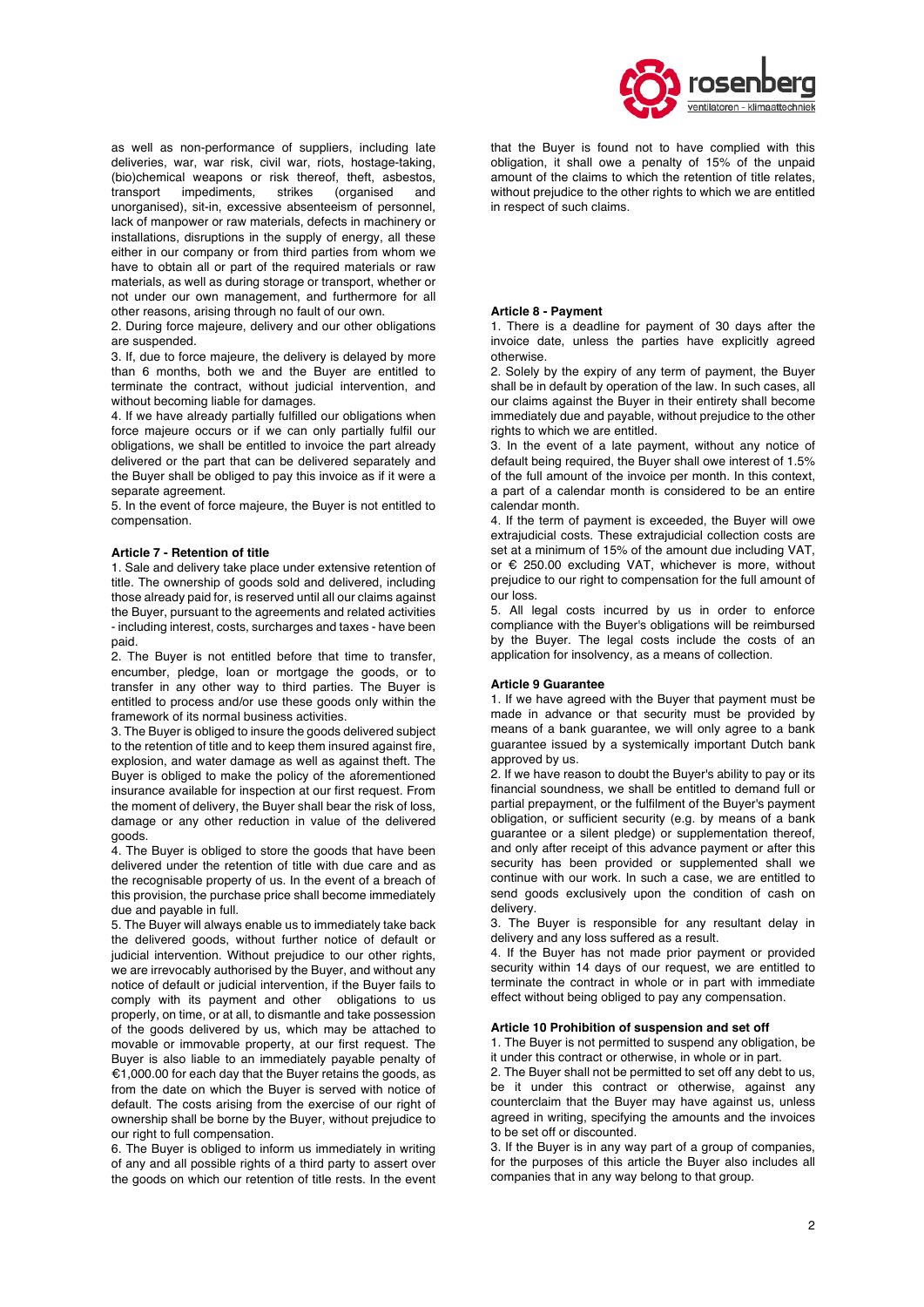as well as non-performance of suppliers, including late deliveries, war, war risk, civil war, riots, hostage-taking, (bio)chemical weapons or risk thereof, theft, asbestos, transport impediments, strikes (organised and unorganised), sit-in, excessive absenteeism of personnel, lack of manpower or raw materials, defects in machinery or installations, disruptions in the supply of energy, all these either in our company or from third parties from whom we have to obtain all or part of the required materials or raw materials, as well as during storage or transport, whether or not under our own management, and furthermore for all other reasons, arising through no fault of our own.

2. During force majeure, delivery and our other obligations are suspended.

3. If, due to force majeure, the delivery is delayed by more than 6 months, both we and the Buyer are entitled to terminate the contract, without judicial intervention, and without becoming liable for damages.

4. If we have already partially fulfilled our obligations when force majeure occurs or if we can only partially fulfil our obligations, we shall be entitled to invoice the part already delivered or the part that can be delivered separately and the Buyer shall be obliged to pay this invoice as if it were a separate agreement.

5. In the event of force majeure, the Buyer is not entitled to compensation.

**Article 7 - Retention of title**

1. Sale and delivery take place under extensive retention of title. The ownership of goods sold and delivered, including those already paid for, is reserved until all our claims against the Buyer, pursuant to the agreements and related activities - including interest, costs, surcharges and taxes - have been paid.

2. The Buyer is not entitled before that time to transfer, encumber, pledge, loan or mortgage the goods, or to transfer in any other way to third parties. The Buyer is entitled to process and/or use these goods only within the framework of its normal business activities.

3. The Buyer is obliged to insure the goods delivered subject to the retention of title and to keep them insured against fire, explosion, and water damage as well as against theft. The Buyer is obliged to make the policy of the aforementioned insurance available for inspection at our first request. From the moment of delivery, the Buyer shall bear the risk of loss, damage or any other reduction in value of the delivered goods.

4. The Buyer is obliged to store the goods that have been delivered under the retention of title with due care and as the recognisable property of us. In the event of a breach of this provision, the purchase price shall become immediately due and payable in full.

5. The Buyer will always enable us to immediately take back the delivered goods, without further notice of default or judicial intervention. Without prejudice to our other rights, we are irrevocably authorised by the Buyer, and without any notice of default or judicial intervention, if the Buyer fails to comply with its payment and other obligations to us properly, on time, or at all, to dismantle and take possession of the goods delivered by us, which may be attached to movable or immovable property, at our first request. The Buyer is also liable to an immediately payable penalty of €1,000.00 for each day that the Buyer retains the goods, as from the date on which the Buyer is served with notice of default. The costs arising from the exercise of our right of ownership shall be borne by the Buyer, without prejudice to our right to full compensation.

6. The Buyer is obliged to inform us immediately in writing of any and all possible rights of a third party to assert over the goods on which our retention of title rests. In the event that the Buyer is found not to have complied with this obligation, it shall owe a penalty of 15% of the unpaid amount of the claims to which the retention of title relates, without prejudice to the other rights to which we are entitled in respect of such claims.

**Article 8 - Payment**

1. There is a deadline for payment of 30 days after the invoice date, unless the parties have explicitly agreed otherwise.

2. Solely by the expiry of any term of payment, the Buyer shall be in default by operation of the law. In such cases, all our claims against the Buyer in their entirety shall become immediately due and payable, without prejudice to the other rights to which we are entitled.

3. In the event of a late payment, without any notice of default being required, the Buyer shall owe interest of 1.5% of the full amount of the invoice per month. In this context, a part of a calendar month is considered to be an entire calendar month.

4. If the term of payment is exceeded, the Buyer will owe extrajudicial costs. These extrajudicial collection costs are set at a minimum of 15% of the amount due including VAT, or € 250.00 excluding VAT, whichever is more, without prejudice to our right to compensation for the full amount of our loss.

5. All legal costs incurred by us in order to enforce compliance with the Buyer's obligations will be reimbursed by the Buyer. The legal costs include the costs of an application for insolvency, as a means of collection.

**Article 9 Guarantee**

1. If we have agreed with the Buyer that payment must be made in advance or that security must be provided by means of a bank guarantee, we will only agree to a bank guarantee issued by a systemically important Dutch bank approved by us.

2. If we have reason to doubt the Buyer's ability to pay or its financial soundness, we shall be entitled to demand full or partial prepayment, or the fulfilment of the Buyer's payment obligation, or sufficient security (e.g. by means of a bank guarantee or a silent pledge) or supplementation thereof, and only after receipt of this advance payment or after this security has been provided or supplemented shall we continue with our work. In such a case, we are entitled to send goods exclusively upon the condition of cash on delivery.

3. The Buyer is responsible for any resultant delay in delivery and any loss suffered as a result.

4. If the Buyer has not made prior payment or provided security within 14 days of our request, we are entitled to terminate the contract in whole or in part with immediate effect without being obliged to pay any compensation.

**Article 10 Prohibition of suspension and set off**

1. The Buyer is not permitted to suspend any obligation, be it under this contract or otherwise, in whole or in part.

2. The Buyer shall not be permitted to set off any debt to us, be it under this contract or otherwise, against any counterclaim that the Buyer may have against us, unless agreed in writing, specifying the amounts and the invoices to be set off or discounted.

3. If the Buyer is in any way part of a group of companies, for the purposes of this article the Buyer also includes all companies that in any way belong to that group.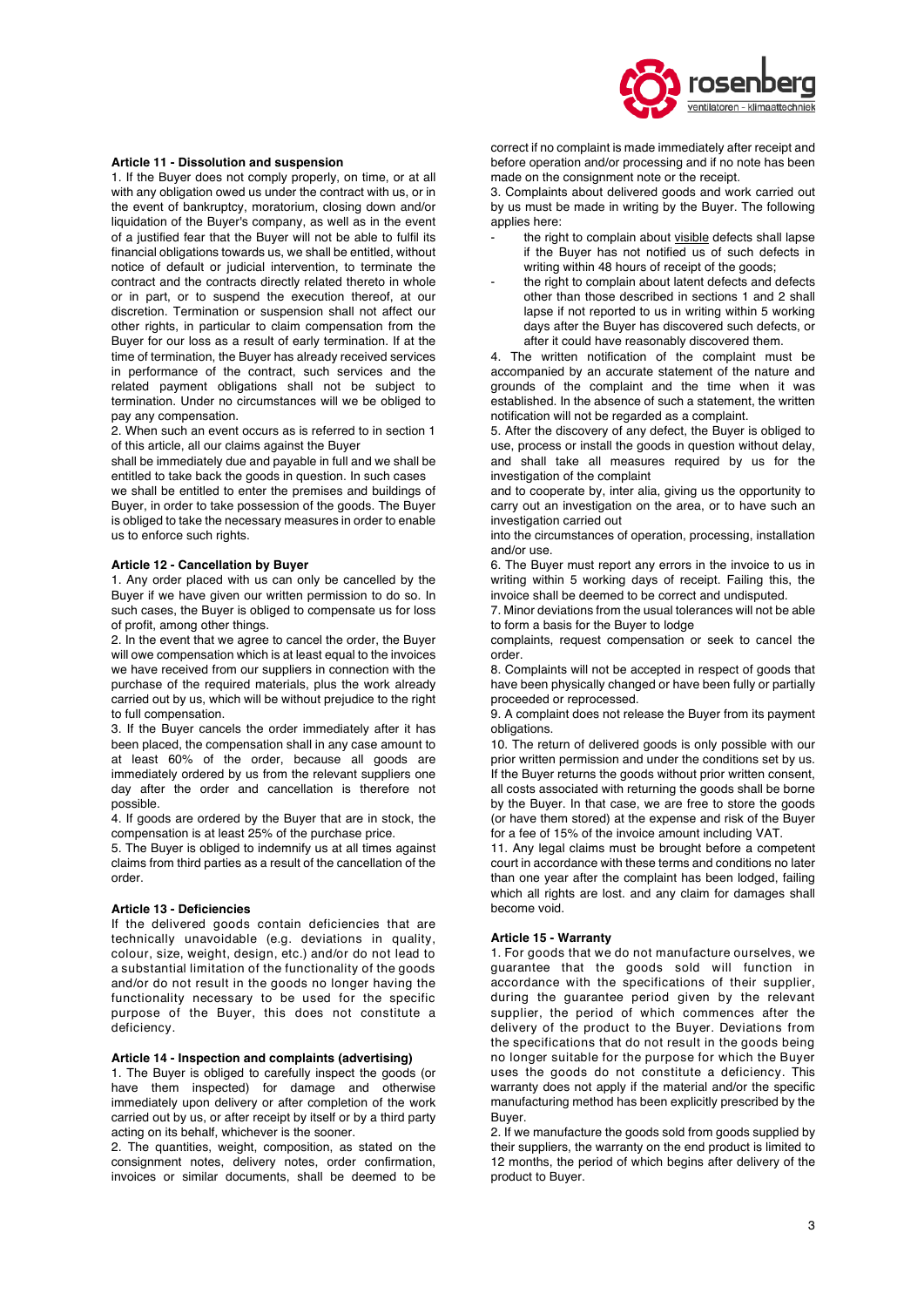### Article 11 - Dissolution and suspension

1. If the Buyer does not comply properly, on time, or at all with any obligation owed us under the contract with us, or in the event of bankruptcy, moratorium, closing down and/or liquidation of the Buyer's company, as well as in the event of a justified fear that the Buyer will not be able to fulfil its financial obligations towards us, we shall be entitled, without notice of default or judicial intervention, to terminate the contract and the contracts directly related thereto in whole or in part, or to suspend the execution thereof, at our discretion. Termination or suspension shall not affect our other rights, in particular to claim compensation from the Buyer for our loss as a result of early termination. If at the time of termination, the Buyer has already received services in performance of the contract, such services and the related payment obligations shall not be subject to termination. Under no circumstances will we be obliged to pay any compensation.

2. When such an event occurs as is referred to in section 1 of this article, all our claims against the Buyer shall be immediately due and payable in full and we shall be entitled to take back the goods in question. In such cases we shall be entitled to enter the premises and buildings of Buyer, in order to take possession of the goods. The Buyer is obliged to take the necessary measures in order to enable us to enforce such rights.

### Article 12 - Cancellation by Buyer

1. Any order placed with us can only be cancelled by the Buyer if we have given our written permission to do so. In such cases, the Buyer is obliged to compensate us for loss of profit, among other things.

2. In the event that we agree to cancel the order, the Buyer will owe compensation which is at least equal to the invoices we have received from our suppliers in connection with the purchase of the required materials, plus the work already carried out by us, which will be without prejudice to the right to full compensation.

3. If the Buyer cancels the order immediately after it has been placed, the compensation shall in any case amount to at least 60% of the order, because all goods are immediately ordered by us from the relevant suppliers one day after the order and cancellation is therefore not possible.

4. If goods are ordered by the Buyer that are in stock, the compensation is at least 25% of the purchase price.

5. The Buyer is obliged to indemnify us at all times against claims from third parties as a result of the cancellation of the order.

### Article 13 - Deficiencies

If the delivered goods contain deficiencies that are technically unavoidable (e.g. deviations in quality, colour, size, weight, design, etc.) and/or do not lead to a substantial limitation of the functionality of the goods and/or do not result in the goods no longer having the functionality necessary to be used for the specific purpose of the Buyer, this does not constitute a deficiency.

### Article 14 - Inspection and complaints (advertising)

1. The Buyer is obliged to carefully inspect the goods (or have them inspected) for damage and otherwise immediately upon delivery or after completion of the work carried out by us, or after receipt by itself or by a third party acting on its behalf, whichever is the sooner.

2. The quantities, weight, composition, as stated on the consignment notes, delivery notes, order confirmation, invoices or similar documents, shall be deemed to be correct if no complaint is made immediately after receipt and before operation and/or processing and if no note has been made on the consignment note or the receipt.

3. Complaints about delivered goods and work carried out by us must be made in writing by the Buyer. The following applies here:

- the right to complain about visible defects shall lapse if the Buyer has not notified us of such defects in writing within 48 hours of receipt of the goods;
- the right to complain about latent defects and defects other than those described in sections 1 and 2 shall lapse if not reported to us in writing within 5 working days after the Buyer has discovered such defects, or after it could have reasonably discovered them.

4. The written notification of the complaint must be accompanied by an accurate statement of the nature and grounds of the complaint and the time when it was established. In the absence of such a statement, the written notification will not be regarded as a complaint.

5. After the discovery of any defect, the Buyer is obliged to use, process or install the goods in question without delay, and shall take all measures required by us for the investigation of the complaint and to cooperate by, inter alia, giving us the opportunity to carry out an investigation on the area, or to have such an investigation carried out into the circumstances of operation, processing, installation and/or use.

6. The Buyer must report any errors in the invoice to us in writing within 5 working days of receipt. Failing this, the invoice shall be deemed to be correct and undisputed.

7. Minor deviations from the usual tolerances will not be able to form a basis for the Buyer to lodge complaints, request compensation or seek to cancel the order.

8. Complaints will not be accepted in respect of goods that have been physically changed or have been fully or partially proceeded or reprocessed.

9. A complaint does not release the Buyer from its payment obligations.

10. The return of delivered goods is only possible with our prior written permission and under the conditions set by us. If the Buyer returns the goods without prior written consent, all costs associated with returning the goods shall be borne by the Buyer. In that case, we are free to store the goods (or have them stored) at the expense and risk of the Buyer for a fee of 15% of the invoice amount including VAT.

11. Any legal claims must be brought before a competent court in accordance with these terms and conditions no later than one year after the complaint has been lodged, failing which all rights are lost. and any claim for damages shall become void.

### Article 15 - Warranty

1. For goods that we do not manufacture ourselves, we guarantee that the goods sold will function in accordance with the specifications of their supplier, during the guarantee period given by the relevant supplier, the period of which commences after the delivery of the product to the Buyer. Deviations from the specifications that do not result in the goods being no longer suitable for the purpose for which the Buyer uses the goods do not constitute a deficiency. This warranty does not apply if the material and/or the specific manufacturing method has been explicitly prescribed by the Buyer.

2. If we manufacture the goods sold from goods supplied by their suppliers, the warranty on the end product is limited to 12 months, the period of which begins after delivery of the product to Buyer.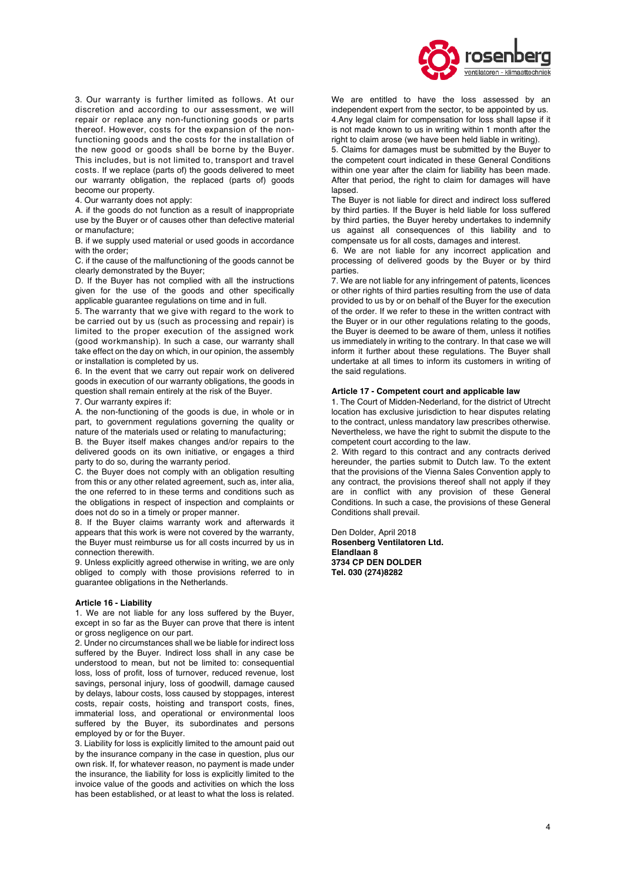3. Our warranty is further limited as follows. At our discretion and according to our assessment, we will repair or replace any non-functioning goods or parts thereof. However, costs for the expansion of the non-functioning goods and the costs for the installation of the new good or goods shall be borne by the Buyer. This includes, but is not limited to, transport and travel costs. If we replace (parts of) the goods delivered to meet our warranty obligation, the replaced (parts of) goods become our property.

4. Our warranty does not apply:

A. if the goods do not function as a result of inappropriate use by the Buyer or of causes other than defective material or manufacture;

B. if we supply used material or used goods in accordance with the order;

C. if the cause of the malfunctioning of the goods cannot be clearly demonstrated by the Buyer;

D. If the Buyer has not complied with all the instructions given for the use of the goods and other specifically applicable guarantee regulations on time and in full.

5. The warranty that we give with regard to the work to be carried out by us (such as processing and repair) is limited to the proper execution of the assigned work (good workmanship). In such a case, our warranty shall take effect on the day on which, in our opinion, the assembly or installation is completed by us.

6. In the event that we carry out repair work on delivered goods in execution of our warranty obligations, the goods in question shall remain entirely at the risk of the Buyer.

7. Our warranty expires if:

A. the non-functioning of the goods is due, in whole or in part, to government regulations governing the quality or nature of the materials used or relating to manufacturing;

B. the Buyer itself makes changes and/or repairs to the delivered goods on its own initiative, or engages a third party to do so, during the warranty period.

C. the Buyer does not comply with an obligation resulting from this or any other related agreement, such as, inter alia, the one referred to in these terms and conditions such as the obligations in respect of inspection and complaints or does not do so in a timely or proper manner.

8. If the Buyer claims warranty work and afterwards it appears that this work is were not covered by the warranty, the Buyer must reimburse us for all costs incurred by us in connection therewith.

9. Unless explicitly agreed otherwise in writing, we are only obliged to comply with those provisions referred to in guarantee obligations in the Netherlands.

**Article 16 - Liability**

1. We are not liable for any loss suffered by the Buyer, except in so far as the Buyer can prove that there is intent or gross negligence on our part.

2. Under no circumstances shall we be liable for indirect loss suffered by the Buyer. Indirect loss shall in any case be understood to mean, but not be limited to: consequential loss, loss of profit, loss of turnover, reduced revenue, lost savings, personal injury, loss of goodwill, damage caused by delays, labour costs, loss caused by stoppages, interest costs, repair costs, hoisting and transport costs, fines, immaterial loss, and operational or environmental loos suffered by the Buyer, its subordinates and persons employed by or for the Buyer.

3. Liability for loss is explicitly limited to the amount paid out by the insurance company in the case in question, plus our own risk. If, for whatever reason, no payment is made under the insurance, the liability for loss is explicitly limited to the invoice value of the goods and activities on which the loss has been established, or at least to what the loss is related. We are entitled to have the loss assessed by an independent expert from the sector, to be appointed by us.

4.Any legal claim for compensation for loss shall lapse if it is not made known to us in writing within 1 month after the right to claim arose (we have been held liable in writing).

5. Claims for damages must be submitted by the Buyer to the competent court indicated in these General Conditions within one year after the claim for liability has been made. After that period, the right to claim for damages will have lapsed.

The Buyer is not liable for direct and indirect loss suffered by third parties. If the Buyer is held liable for loss suffered by third parties, the Buyer hereby undertakes to indemnify us against all consequences of this liability and to compensate us for all costs, damages and interest.

6. We are not liable for any incorrect application and processing of delivered goods by the Buyer or by third parties.

7. We are not liable for any infringement of patents, licences or other rights of third parties resulting from the use of data provided to us by or on behalf of the Buyer for the execution of the order. If we refer to these in the written contract with the Buyer or in our other regulations relating to the goods, the Buyer is deemed to be aware of them, unless it notifies us immediately in writing to the contrary. In that case we will inform it further about these regulations. The Buyer shall undertake at all times to inform its customers in writing of the said regulations.

**Article 17 - Competent court and applicable law**

1. The Court of Midden-Nederland, for the district of Utrecht location has exclusive jurisdiction to hear disputes relating to the contract, unless mandatory law prescribes otherwise. Nevertheless, we have the right to submit the dispute to the competent court according to the law.

2. With regard to this contract and any contracts derived hereunder, the parties submit to Dutch law. To the extent that the provisions of the Vienna Sales Convention apply to any contract, the provisions thereof shall not apply if they are in conflict with any provision of these General Conditions. In such a case, the provisions of these General Conditions shall prevail.

Den Dolder, April 2018
**Rosenberg Ventilatoren Ltd.**
**Elandlaan 8**
**3734 CP DEN DOLDER**
**Tel. 030 (274)8282**